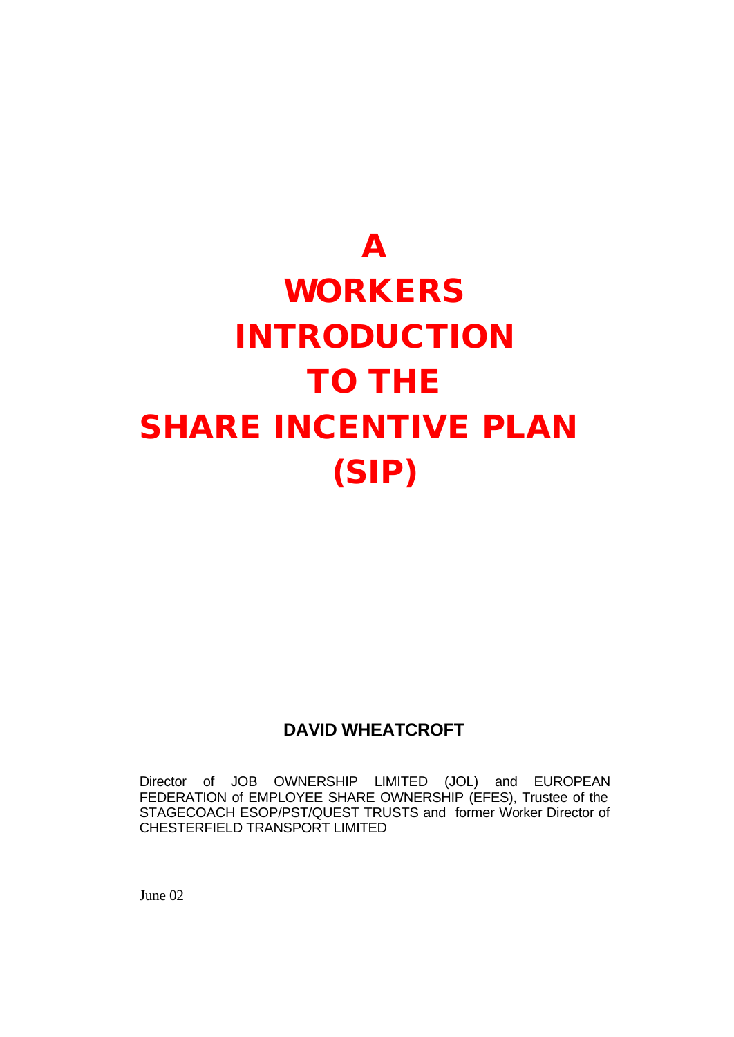# A WORKERS INTRODUCTION TO THE SHARE INCENTIVE PLAN (SIP)

**DAVID WHEATCROFT**

Director of JOB OWNERSHIP LIMITED (JOL) and EUROPEAN FEDERATION of EMPLOYEE SHARE OWNERSHIP (EFES), Trustee of the STAGECOACH ESOP/PST/QUEST TRUSTS and former Worker Director of CHESTERFIELD TRANSPORT LIMITED

June 02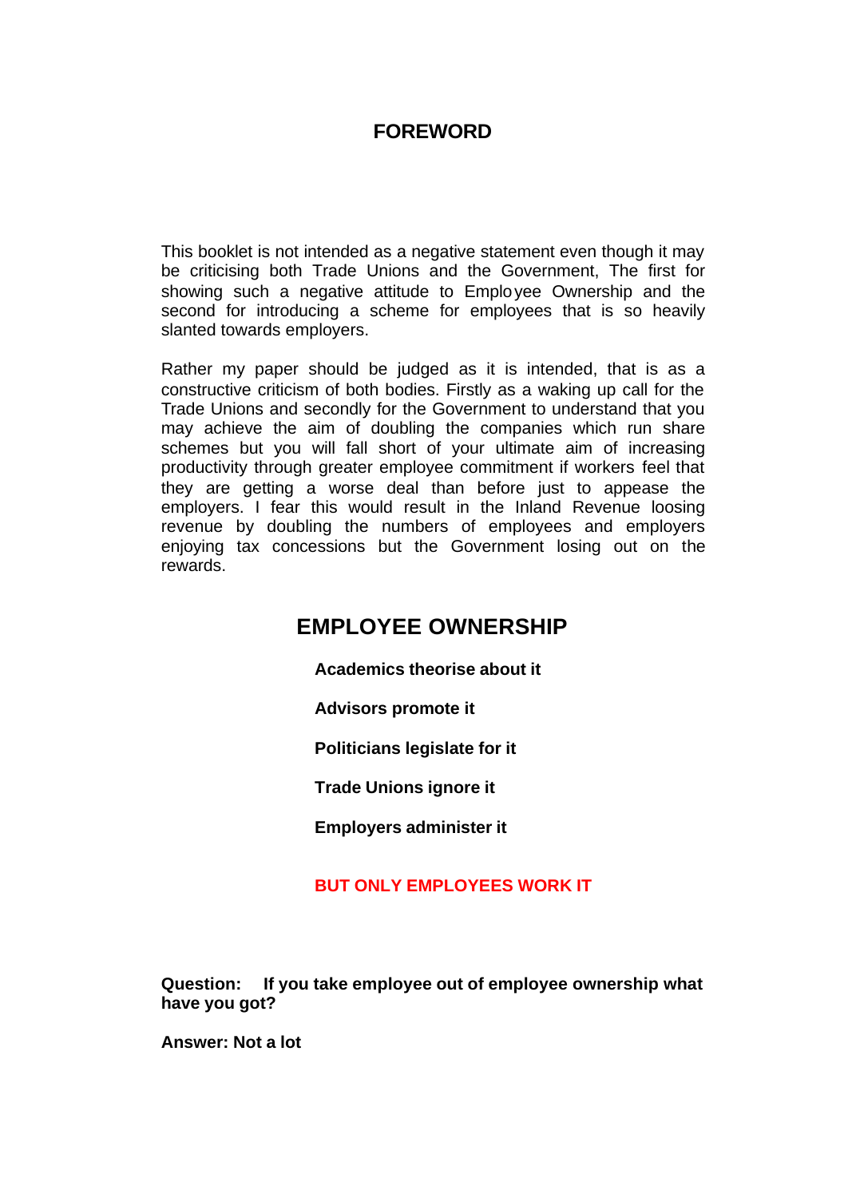# FOREWORD

This booklet is not intended as a negative statement even though it may be criticising both Trade Unions and the Government, The first for showing such a negative attitude to Employee Ownership and the second for introducing a scheme for employees that is so heavily slanted towards employers.

Rather my paper should be judged as it is intended, that is as a constructive criticism of both bodies. Firstly as a waking up call for the Trade Unions and secondly for the Government to understand that you may achieve the aim of doubling the companies which run share schemes but you will fall short of your ultimate aim of increasing productivity through greater employee commitment if workers feel that they are getting a worse deal than before just to appease the employers. I fear this would result in the Inland Revenue loosing revenue by doubling the numbers of employees and employers enjoying tax concessions but the Government losing out on the rewards.

## EMPLOYEE OWNERSHIP

**Academics theorise about it**

**Advisors promote it**

**Politicians legislate for it**

**Trade Unions ignore it**

**Employers administer it**

**BUT ONLY EMPLOYEES WORK IT**

**Question: If you take employee out of employee ownership what have you got?**

**Answer: Not a lot**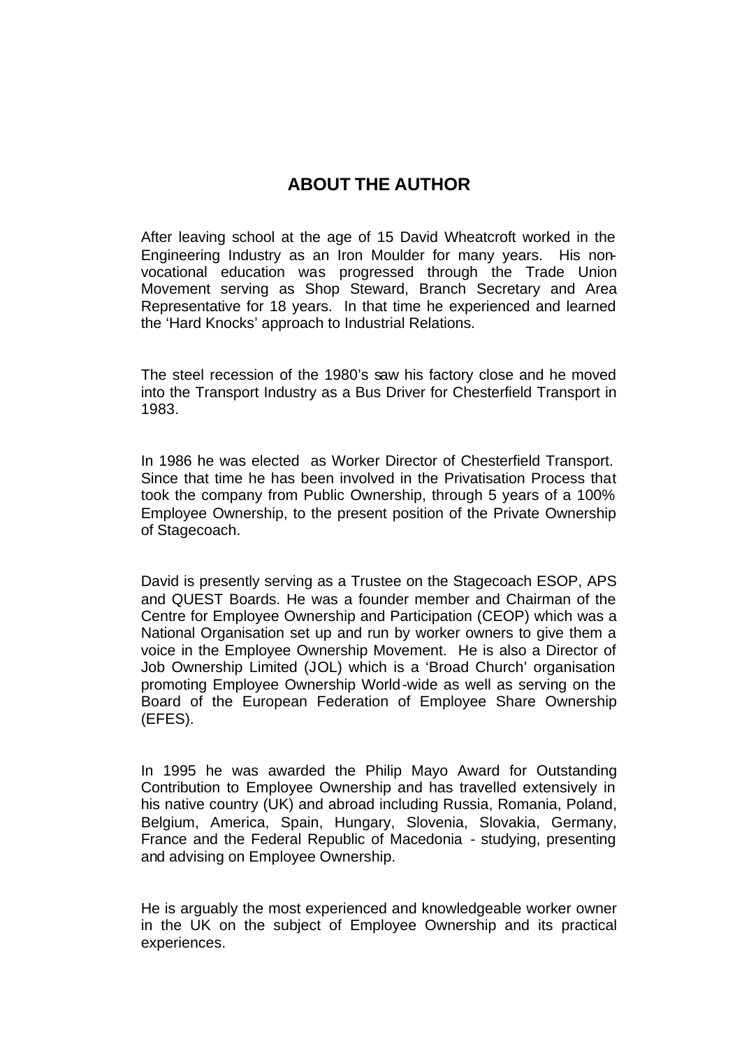## ABOUT THE AUTHOR

After leaving school at the age of 15 David Wheatcroft worked in the Engineering Industry as an Iron Moulder for many years. His non-vocational education was progressed through the Trade Union Movement serving as Shop Steward, Branch Secretary and Area Representative for 18 years. In that time he experienced and learned the 'Hard Knocks' approach to Industrial Relations.

The steel recession of the 1980's saw his factory close and he moved into the Transport Industry as a Bus Driver for Chesterfield Transport in 1983.

In 1986 he was elected as Worker Director of Chesterfield Transport. Since that time he has been involved in the Privatisation Process that took the company from Public Ownership, through 5 years of a 100% Employee Ownership, to the present position of the Private Ownership of Stagecoach.

David is presently serving as a Trustee on the Stagecoach ESOP, APS and QUEST Boards. He was a founder member and Chairman of the Centre for Employee Ownership and Participation (CEOP) which was a National Organisation set up and run by worker owners to give them a voice in the Employee Ownership Movement. He is also a Director of Job Ownership Limited (JOL) which is a 'Broad Church' organisation promoting Employee Ownership World-wide as well as serving on the Board of the European Federation of Employee Share Ownership (EFES).

In 1995 he was awarded the Philip Mayo Award for Outstanding Contribution to Employee Ownership and has travelled extensively in his native country (UK) and abroad including Russia, Romania, Poland, Belgium, America, Spain, Hungary, Slovenia, Slovakia, Germany, France and the Federal Republic of Macedonia - studying, presenting and advising on Employee Ownership.

He is arguably the most experienced and knowledgeable worker owner in the UK on the subject of Employee Ownership and its practical experiences.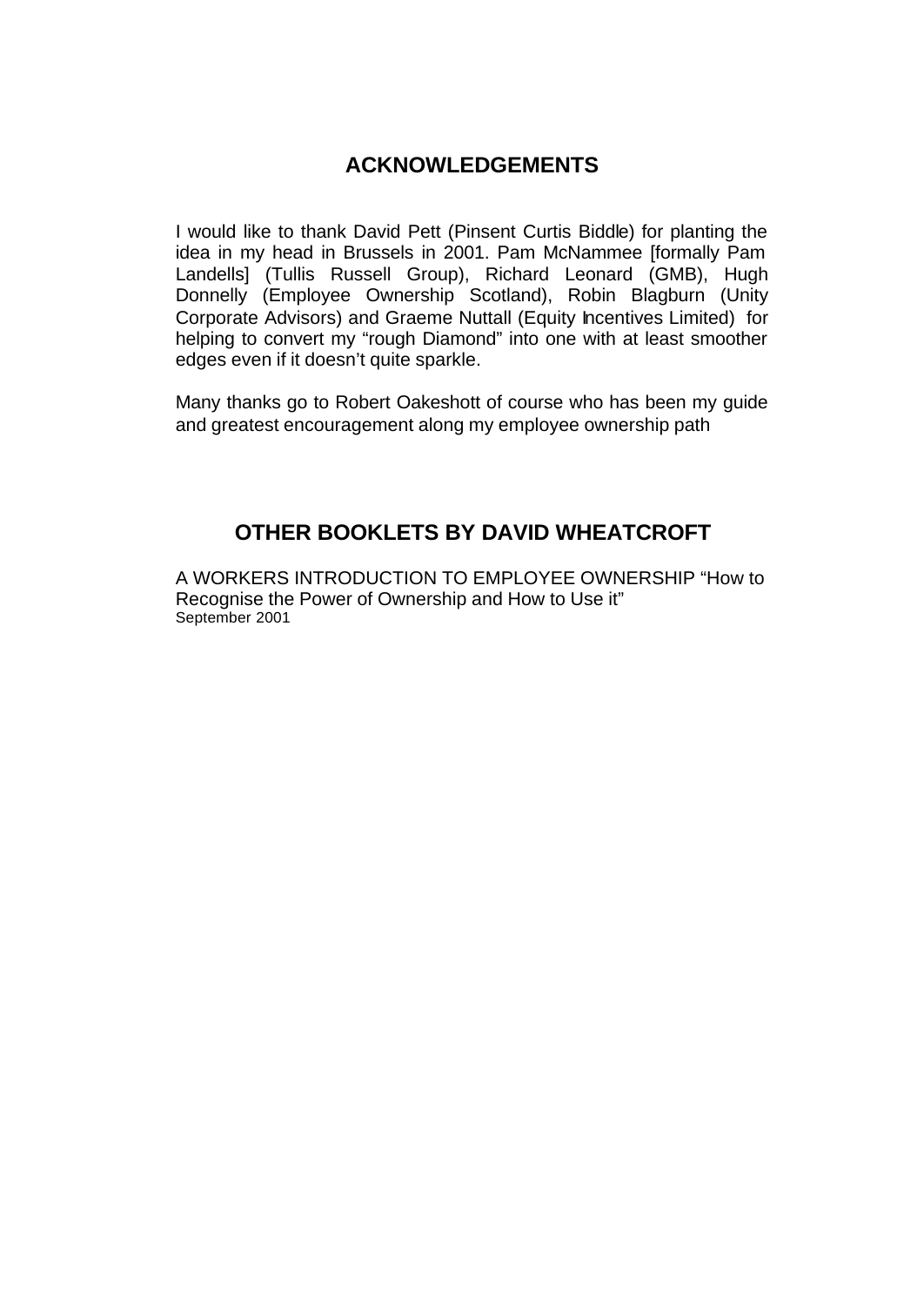## ACKNOWLEDGEMENTS

I would like to thank David Pett (Pinsent Curtis Biddle) for planting the idea in my head in Brussels in 2001. Pam McNammee [formally Pam Landells] (Tullis Russell Group), Richard Leonard (GMB), Hugh Donnelly (Employee Ownership Scotland), Robin Blagburn (Unity Corporate Advisors) and Graeme Nuttall (Equity Incentives Limited) for helping to convert my "rough Diamond" into one with at least smoother edges even if it doesn't quite sparkle.

Many thanks go to Robert Oakeshott of course who has been my guide and greatest encouragement along my employee ownership path

## OTHER BOOKLETS BY DAVID WHEATCROFT

A WORKERS INTRODUCTION TO EMPLOYEE OWNERSHIP "How to Recognise the Power of Ownership and How to Use it"
September 2001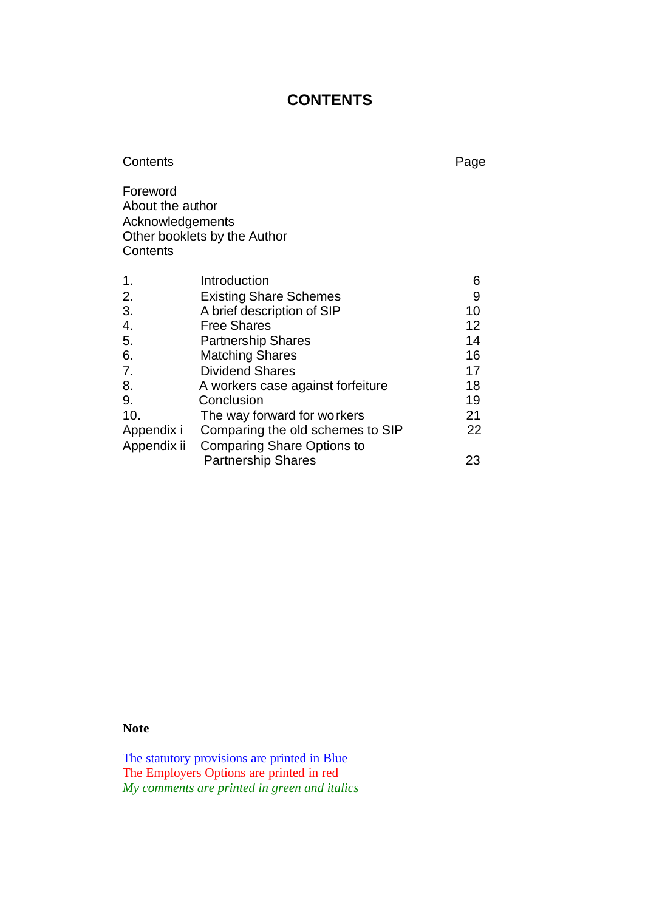# CONTENTS

| Contents | | Page |
|---|---|---|
| Foreword | | |
| About the author | | |
| Acknowledgements | | |
| Other booklets by the Author | | |
| Contents | | |
| 1. | Introduction | 6 |
| 2. | Existing Share Schemes | 9 |
| 3. | A brief description of SIP | 10 |
| 4. | Free Shares | 12 |
| 5. | Partnership Shares | 14 |
| 6. | Matching Shares | 16 |
| 7. | Dividend Shares | 17 |
| 8. | A workers case against forfeiture | 18 |
| 9. | Conclusion | 19 |
| 10. | The way forward for workers | 21 |
| Appendix i | Comparing the old schemes to SIP | 22 |
| Appendix ii | Comparing Share Options to Partnership Shares | 23 |

**Note**

The statutory provisions are printed in Blue
The Employers Options are printed in red
*My comments are printed in green and italics*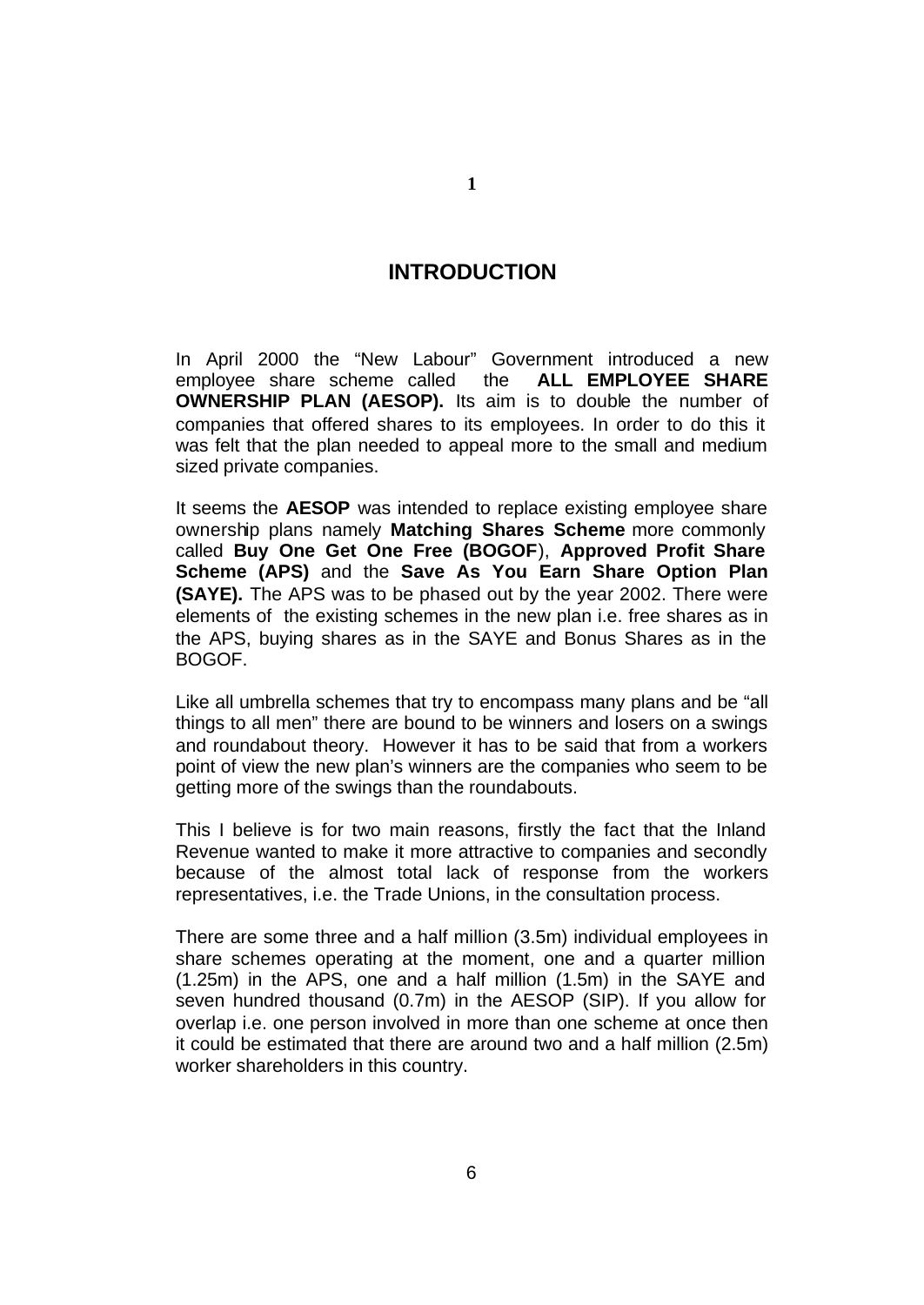# 1

## INTRODUCTION

In April 2000 the "New Labour" Government introduced a new employee share scheme called the **ALL EMPLOYEE SHARE OWNERSHIP PLAN (AESOP).** Its aim is to double the number of companies that offered shares to its employees. In order to do this it was felt that the plan needed to appeal more to the small and medium sized private companies.

It seems the **AESOP** was intended to replace existing employee share ownership plans namely **Matching Shares Scheme** more commonly called **Buy One Get One Free (BOGOF**), **Approved Profit Share Scheme (APS)** and the **Save As You Earn Share Option Plan (SAYE).** The APS was to be phased out by the year 2002. There were elements of the existing schemes in the new plan i.e. free shares as in the APS, buying shares as in the SAYE and Bonus Shares as in the BOGOF.

Like all umbrella schemes that try to encompass many plans and be "all things to all men" there are bound to be winners and losers on a swings and roundabout theory. However it has to be said that from a workers point of view the new plan's winners are the companies who seem to be getting more of the swings than the roundabouts.

This I believe is for two main reasons, firstly the fact that the Inland Revenue wanted to make it more attractive to companies and secondly because of the almost total lack of response from the workers representatives, i.e. the Trade Unions, in the consultation process.

There are some three and a half million (3.5m) individual employees in share schemes operating at the moment, one and a quarter million (1.25m) in the APS, one and a half million (1.5m) in the SAYE and seven hundred thousand (0.7m) in the AESOP (SIP). If you allow for overlap i.e. one person involved in more than one scheme at once then it could be estimated that there are around two and a half million (2.5m) worker shareholders in this country.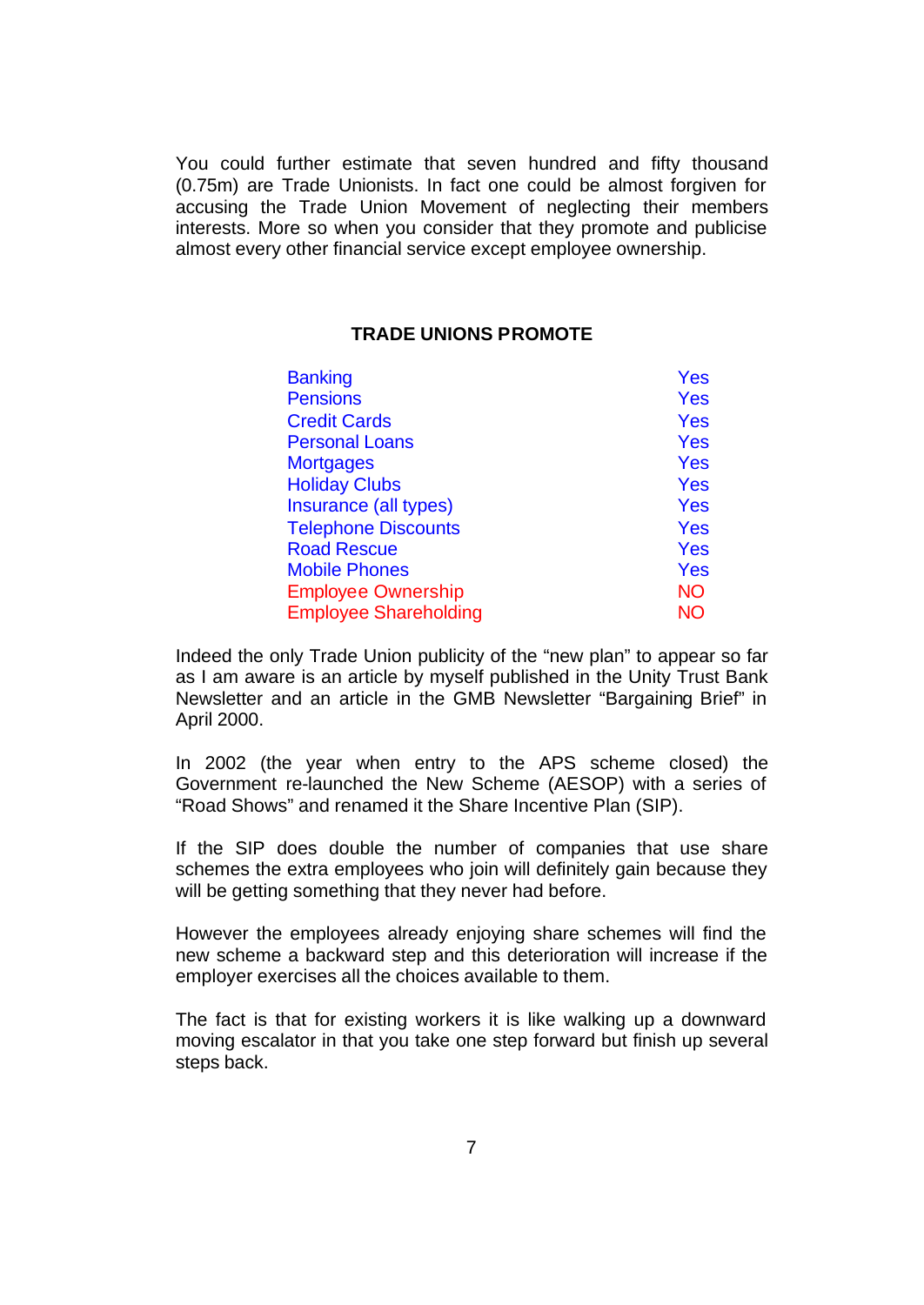You could further estimate that seven hundred and fifty thousand (0.75m) are Trade Unionists. In fact one could be almost forgiven for accusing the Trade Union Movement of neglecting their members interests. More so when you consider that they promote and publicise almost every other financial service except employee ownership.

**TRADE UNIONS PROMOTE**

| | |
|---|---|
| Banking | Yes |
| Pensions | Yes |
| Credit Cards | Yes |
| Personal Loans | Yes |
| Mortgages | Yes |
| Holiday Clubs | Yes |
| Insurance (all types) | Yes |
| Telephone Discounts | Yes |
| Road Rescue | Yes |
| Mobile Phones | Yes |
| Employee Ownership | NO |
| Employee Shareholding | NO |

Indeed the only Trade Union publicity of the "new plan" to appear so far as I am aware is an article by myself published in the Unity Trust Bank Newsletter and an article in the GMB Newsletter "Bargaining Brief" in April 2000.

In 2002 (the year when entry to the APS scheme closed) the Government re-launched the New Scheme (AESOP) with a series of "Road Shows" and renamed it the Share Incentive Plan (SIP).

If the SIP does double the number of companies that use share schemes the extra employees who join will definitely gain because they will be getting something that they never had before.

However the employees already enjoying share schemes will find the new scheme a backward step and this deterioration will increase if the employer exercises all the choices available to them.

The fact is that for existing workers it is like walking up a downward moving escalator in that you take one step forward but finish up several steps back.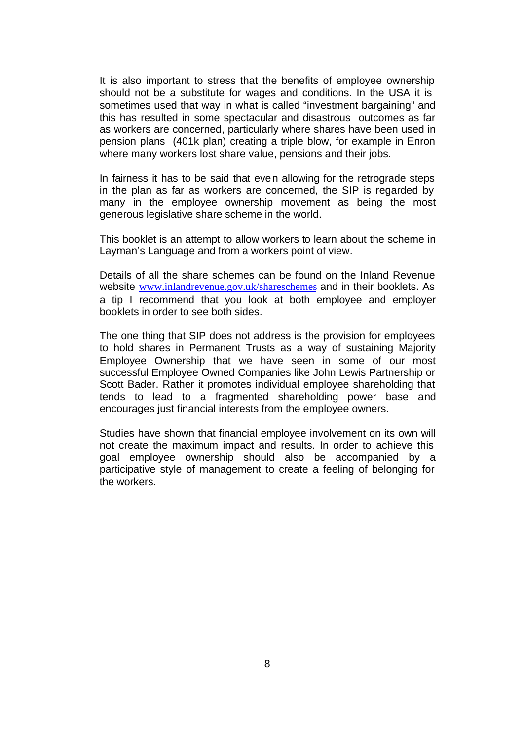It is also important to stress that the benefits of employee ownership should not be a substitute for wages and conditions. In the USA it is sometimes used that way in what is called "investment bargaining" and this has resulted in some spectacular and disastrous outcomes as far as workers are concerned, particularly where shares have been used in pension plans (401k plan) creating a triple blow, for example in Enron where many workers lost share value, pensions and their jobs.

In fairness it has to be said that even allowing for the retrograde steps in the plan as far as workers are concerned, the SIP is regarded by many in the employee ownership movement as being the most generous legislative share scheme in the world.

This booklet is an attempt to allow workers to learn about the scheme in Layman's Language and from a workers point of view.

Details of all the share schemes can be found on the Inland Revenue website www.inlandrevenue.gov.uk/shareschemes and in their booklets. As a tip I recommend that you look at both employee and employer booklets in order to see both sides.

The one thing that SIP does not address is the provision for employees to hold shares in Permanent Trusts as a way of sustaining Majority Employee Ownership that we have seen in some of our most successful Employee Owned Companies like John Lewis Partnership or Scott Bader. Rather it promotes individual employee shareholding that tends to lead to a fragmented shareholding power base and encourages just financial interests from the employee owners.

Studies have shown that financial employee involvement on its own will not create the maximum impact and results. In order to achieve this goal employee ownership should also be accompanied by a participative style of management to create a feeling of belonging for the workers.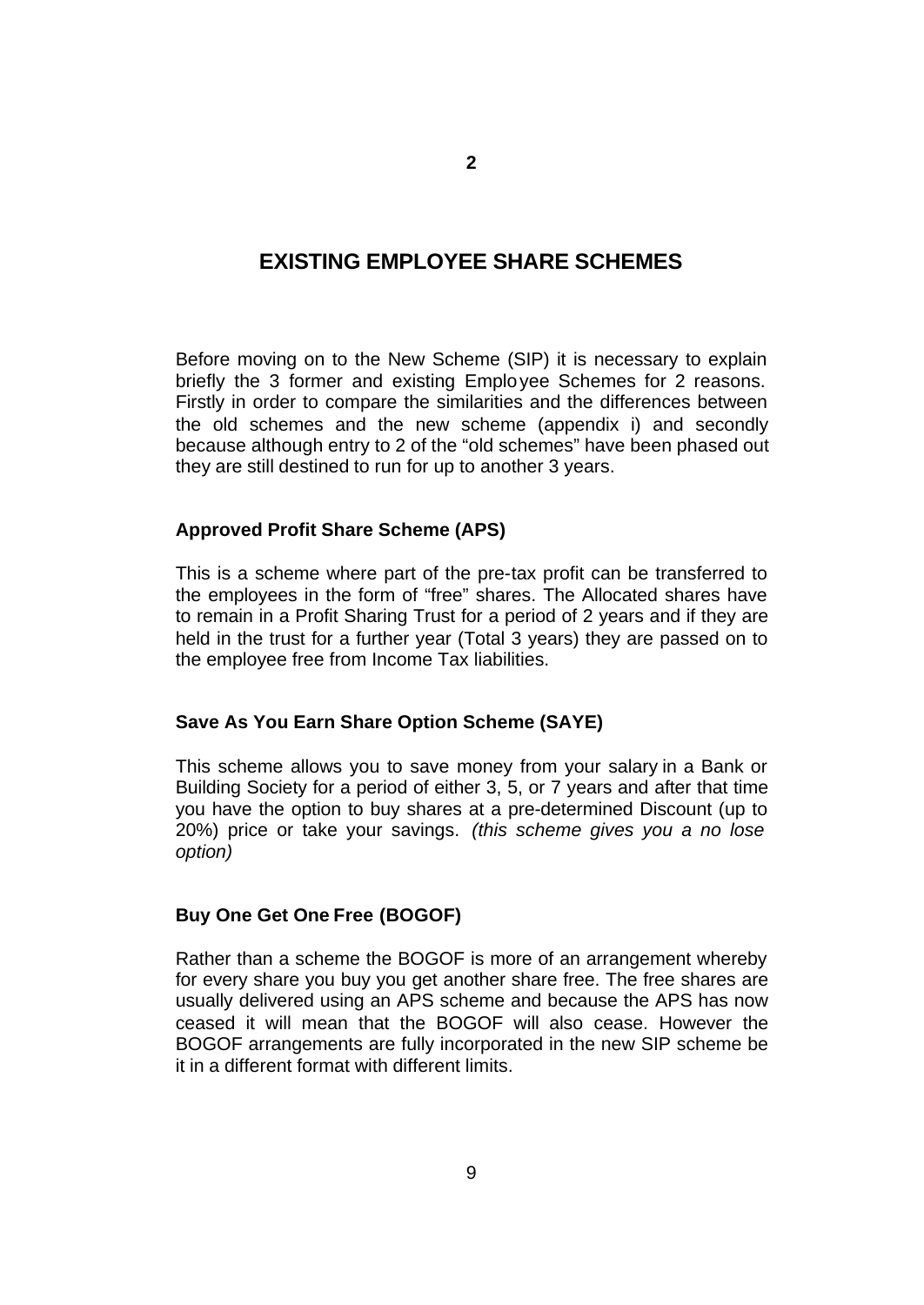# 2

## EXISTING EMPLOYEE SHARE SCHEMES

Before moving on to the New Scheme (SIP) it is necessary to explain briefly the 3 former and existing Employee Schemes for 2 reasons. Firstly in order to compare the similarities and the differences between the old schemes and the new scheme (appendix i) and secondly because although entry to 2 of the "old schemes" have been phased out they are still destined to run for up to another 3 years.

### Approved Profit Share Scheme (APS)

This is a scheme where part of the pre-tax profit can be transferred to the employees in the form of "free" shares. The Allocated shares have to remain in a Profit Sharing Trust for a period of 2 years and if they are held in the trust for a further year (Total 3 years) they are passed on to the employee free from Income Tax liabilities.

### Save As You Earn Share Option Scheme (SAYE)

This scheme allows you to save money from your salary in a Bank or Building Society for a period of either 3, 5, or 7 years and after that time you have the option to buy shares at a pre-determined Discount (up to 20%) price or take your savings. *(this scheme gives you a no lose option)*

### Buy One Get One Free (BOGOF)

Rather than a scheme the BOGOF is more of an arrangement whereby for every share you buy you get another share free. The free shares are usually delivered using an APS scheme and because the APS has now ceased it will mean that the BOGOF will also cease. However the BOGOF arrangements are fully incorporated in the new SIP scheme be it in a different format with different limits.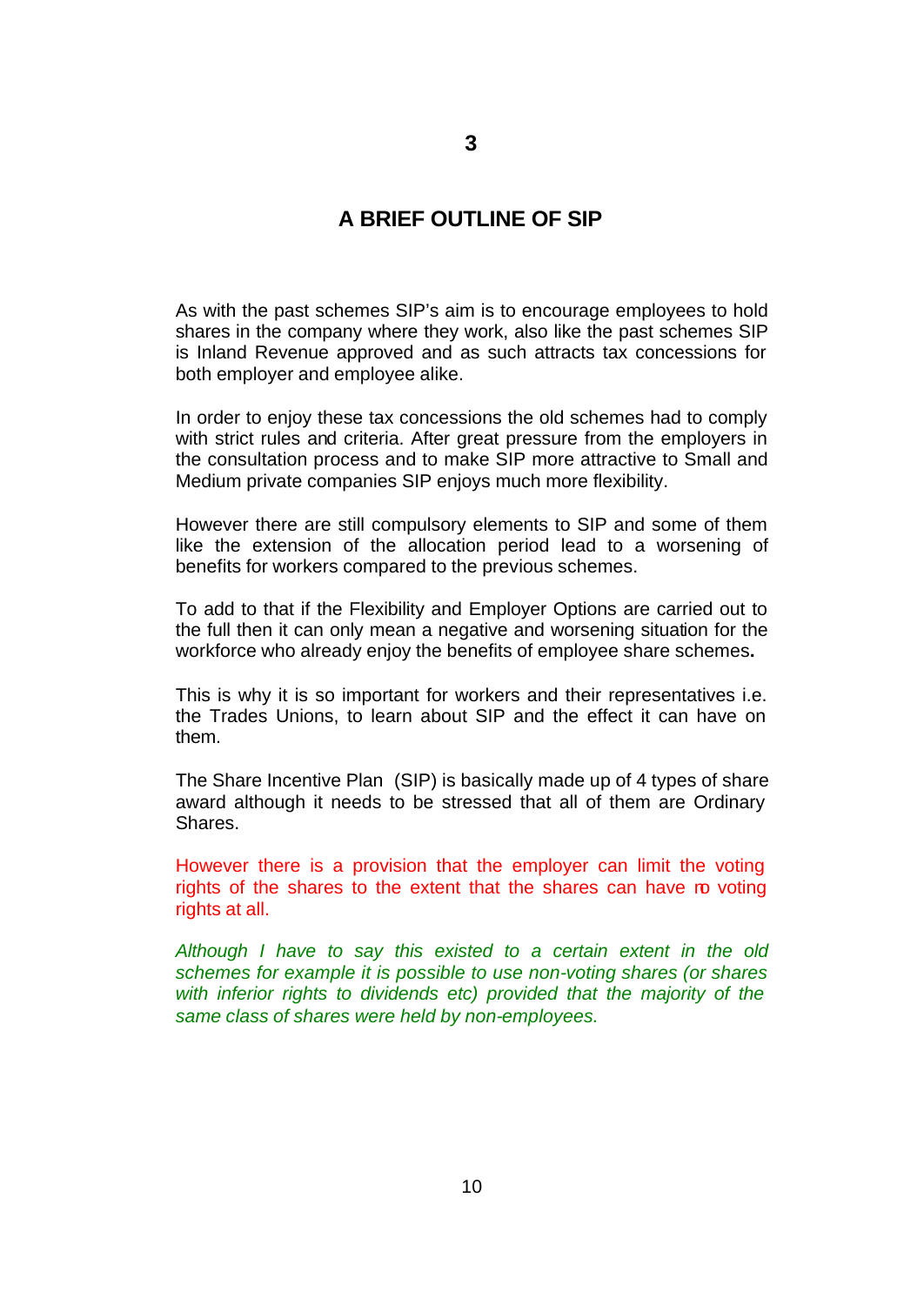# 3

## A BRIEF OUTLINE OF SIP

As with the past schemes SIP's aim is to encourage employees to hold shares in the company where they work, also like the past schemes SIP is Inland Revenue approved and as such attracts tax concessions for both employer and employee alike.

In order to enjoy these tax concessions the old schemes had to comply with strict rules and criteria. After great pressure from the employers in the consultation process and to make SIP more attractive to Small and Medium private companies SIP enjoys much more flexibility.

However there are still compulsory elements to SIP and some of them like the extension of the allocation period lead to a worsening of benefits for workers compared to the previous schemes.

To add to that if the Flexibility and Employer Options are carried out to the full then it can only mean a negative and worsening situation for the workforce who already enjoy the benefits of employee share schemes**.**

This is why it is so important for workers and their representatives i.e. the Trades Unions, to learn about SIP and the effect it can have on them.

The Share Incentive Plan (SIP) is basically made up of 4 types of share award although it needs to be stressed that all of them are Ordinary Shares.

However there is a provision that the employer can limit the voting rights of the shares to the extent that the shares can have no voting rights at all.

*Although I have to say this existed to a certain extent in the old schemes for example it is possible to use non-voting shares (or shares with inferior rights to dividends etc) provided that the majority of the same class of shares were held by non-employees.*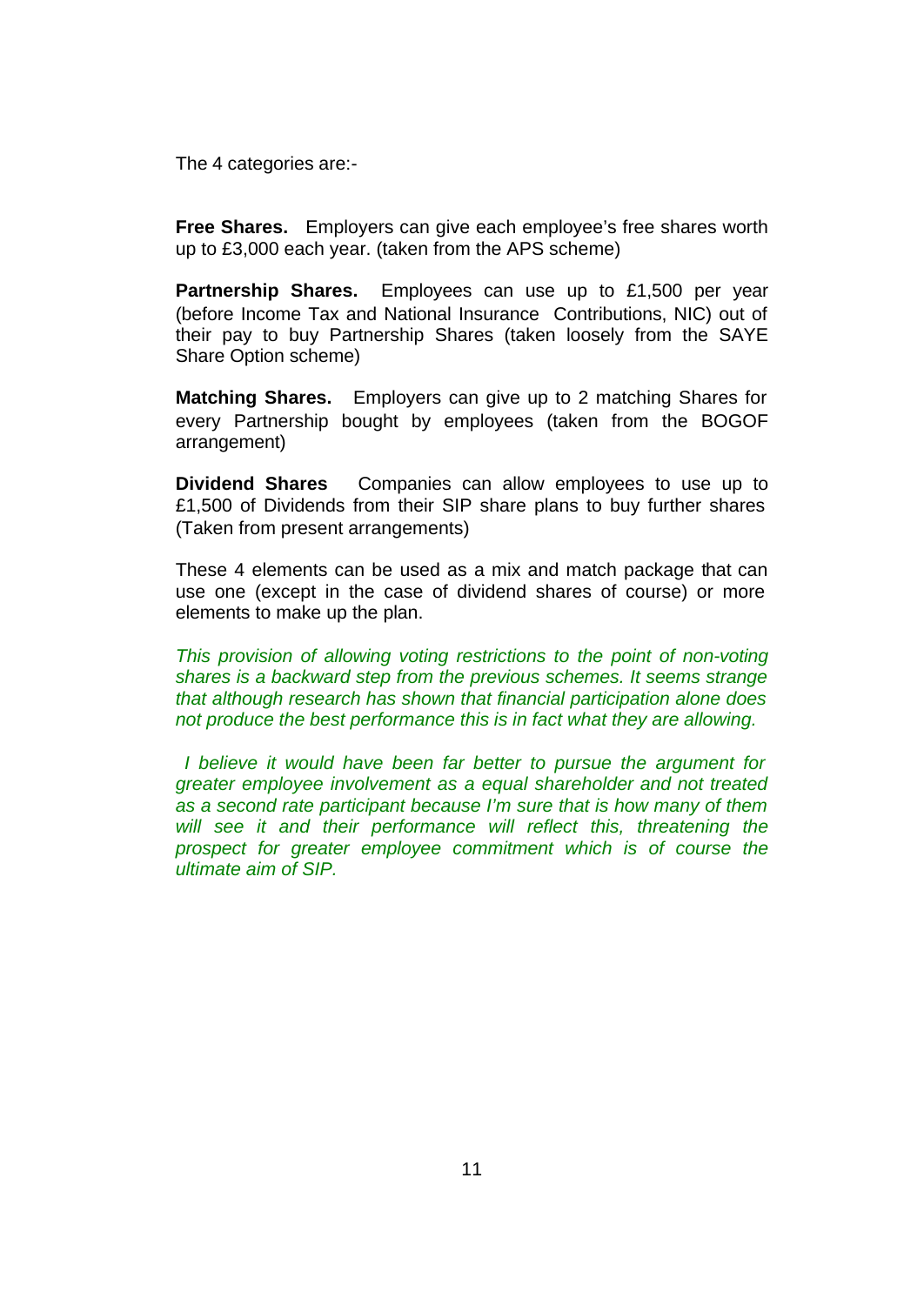The 4 categories are:-

**Free Shares.** Employers can give each employee's free shares worth up to £3,000 each year. (taken from the APS scheme)

**Partnership Shares.** Employees can use up to £1,500 per year (before Income Tax and National Insurance Contributions, NIC) out of their pay to buy Partnership Shares (taken loosely from the SAYE Share Option scheme)

**Matching Shares.** Employers can give up to 2 matching Shares for every Partnership bought by employees (taken from the BOGOF arrangement)

**Dividend Shares** Companies can allow employees to use up to £1,500 of Dividends from their SIP share plans to buy further shares (Taken from present arrangements)

These 4 elements can be used as a mix and match package that can use one (except in the case of dividend shares of course) or more elements to make up the plan.

*This provision of allowing voting restrictions to the point of non-voting shares is a backward step from the previous schemes. It seems strange that although research has shown that financial participation alone does not produce the best performance this is in fact what they are allowing.*

*I believe it would have been far better to pursue the argument for greater employee involvement as a equal shareholder and not treated as a second rate participant because I'm sure that is how many of them will see it and their performance will reflect this, threatening the prospect for greater employee commitment which is of course the ultimate aim of SIP.*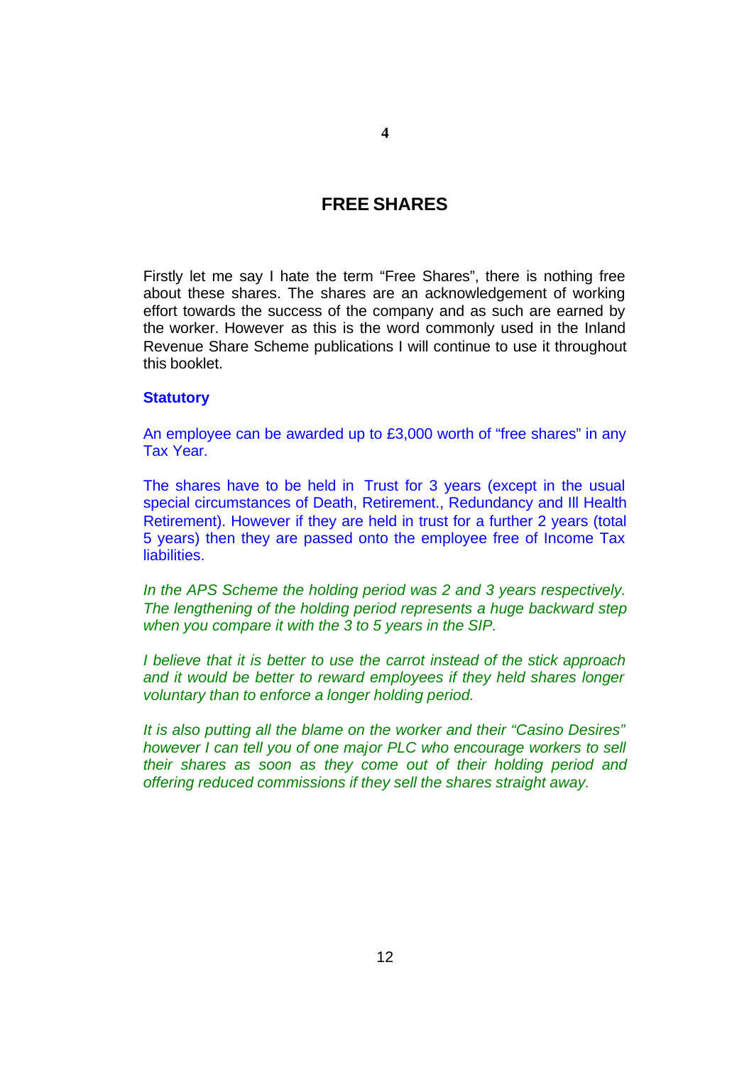# 4

## FREE SHARES

Firstly let me say I hate the term "Free Shares", there is nothing free about these shares. The shares are an acknowledgement of working effort towards the success of the company and as such are earned by the worker. However as this is the word commonly used in the Inland Revenue Share Scheme publications I will continue to use it throughout this booklet.

### Statutory

An employee can be awarded up to £3,000 worth of "free shares" in any Tax Year.

The shares have to be held in Trust for 3 years (except in the usual special circumstances of Death, Retirement., Redundancy and Ill Health Retirement). However if they are held in trust for a further 2 years (total 5 years) then they are passed onto the employee free of Income Tax liabilities.

*In the APS Scheme the holding period was 2 and 3 years respectively. The lengthening of the holding period represents a huge backward step when you compare it with the 3 to 5 years in the SIP.*

*I believe that it is better to use the carrot instead of the stick approach and it would be better to reward employees if they held shares longer voluntary than to enforce a longer holding period.*

*It is also putting all the blame on the worker and their "Casino Desires" however I can tell you of one major PLC who encourage workers to sell their shares as soon as they come out of their holding period and offering reduced commissions if they sell the shares straight away.*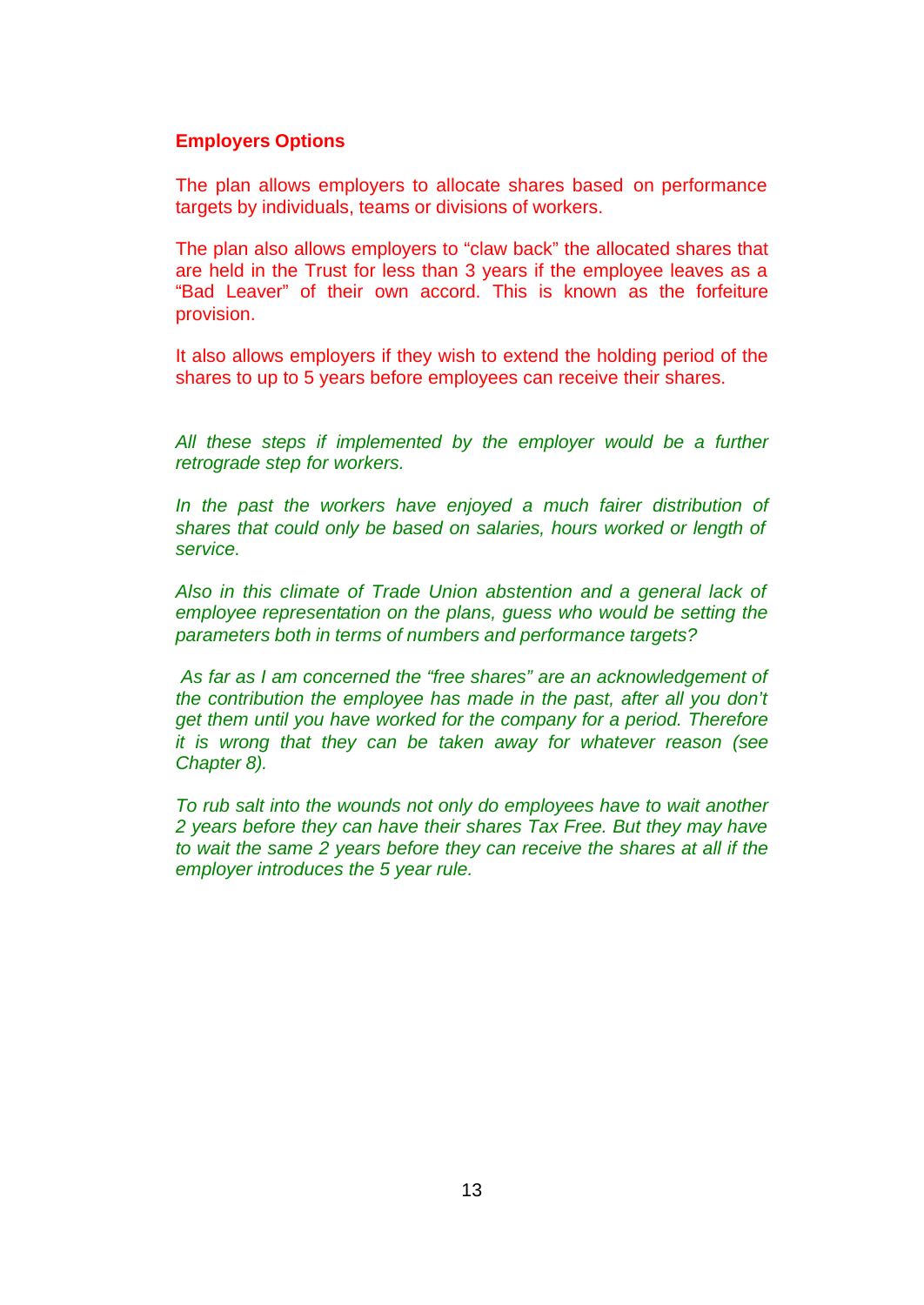**Employers Options**

The plan allows employers to allocate shares based on performance targets by individuals, teams or divisions of workers.

The plan also allows employers to “claw back” the allocated shares that are held in the Trust for less than 3 years if the employee leaves as a “Bad Leaver” of their own accord. This is known as the forfeiture provision.

It also allows employers if they wish to extend the holding period of the shares to up to 5 years before employees can receive their shares.

*All these steps if implemented by the employer would be a further retrograde step for workers.*

*In the past the workers have enjoyed a much fairer distribution of shares that could only be based on salaries, hours worked or length of service.*

*Also in this climate of Trade Union abstention and a general lack of employee representation on the plans, guess who would be setting the parameters both in terms of numbers and performance targets?*

*As far as I am concerned the “free shares” are an acknowledgement of the contribution the employee has made in the past, after all you don’t get them until you have worked for the company for a period. Therefore it is wrong that they can be taken away for whatever reason (see Chapter 8).*

*To rub salt into the wounds not only do employees have to wait another 2 years before they can have their shares Tax Free. But they may have to wait the same 2 years before they can receive the shares at all if the employer introduces the 5 year rule.*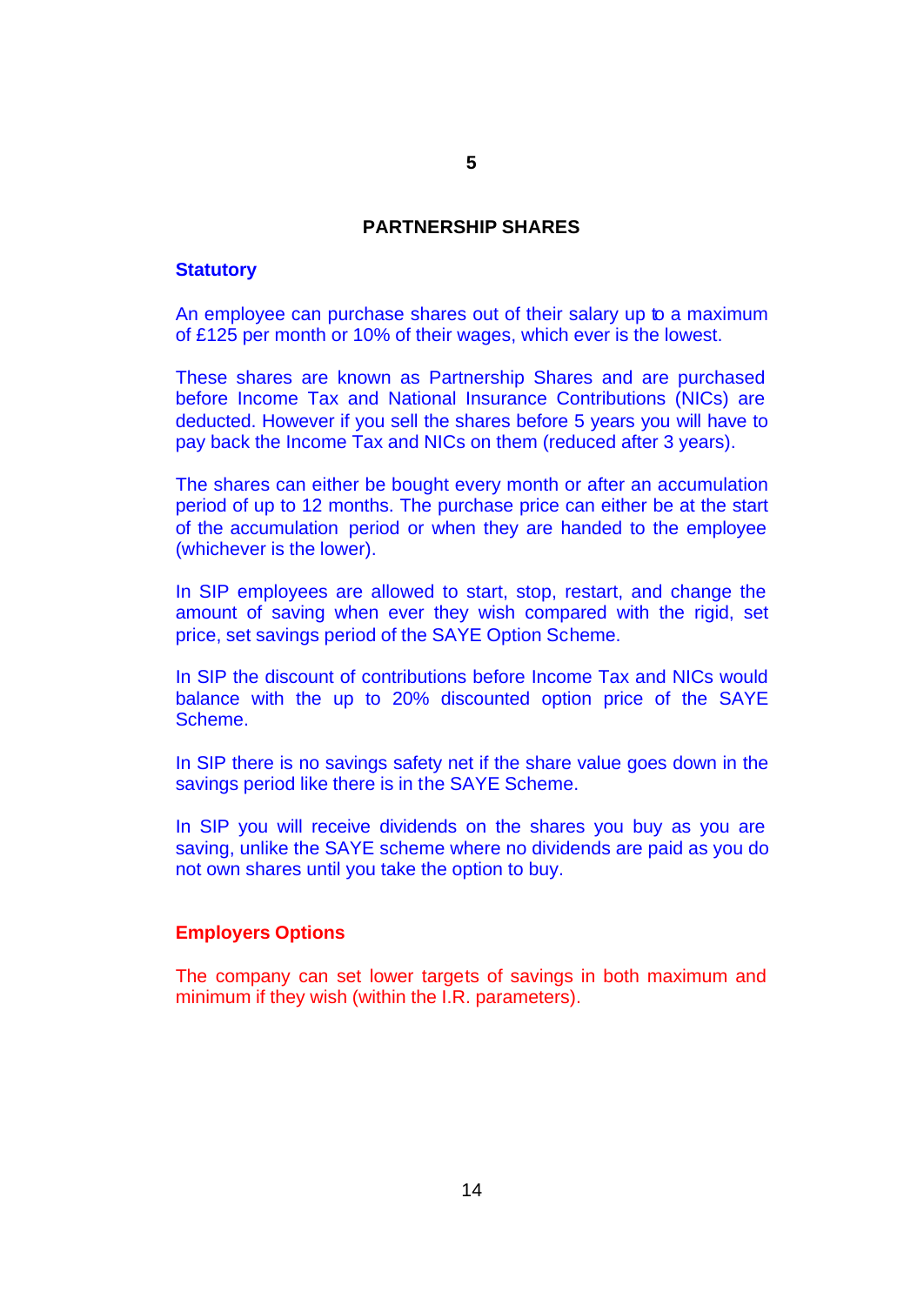# 5

## PARTNERSHIP SHARES

### Statutory

An employee can purchase shares out of their salary up to a maximum of £125 per month or 10% of their wages, which ever is the lowest.

These shares are known as Partnership Shares and are purchased before Income Tax and National Insurance Contributions (NICs) are deducted. However if you sell the shares before 5 years you will have to pay back the Income Tax and NICs on them (reduced after 3 years).

The shares can either be bought every month or after an accumulation period of up to 12 months. The purchase price can either be at the start of the accumulation period or when they are handed to the employee (whichever is the lower).

In SIP employees are allowed to start, stop, restart, and change the amount of saving when ever they wish compared with the rigid, set price, set savings period of the SAYE Option Scheme.

In SIP the discount of contributions before Income Tax and NICs would balance with the up to 20% discounted option price of the SAYE Scheme.

In SIP there is no savings safety net if the share value goes down in the savings period like there is in the SAYE Scheme.

In SIP you will receive dividends on the shares you buy as you are saving, unlike the SAYE scheme where no dividends are paid as you do not own shares until you take the option to buy.

### Employers Options

The company can set lower targets of savings in both maximum and minimum if they wish (within the I.R. parameters).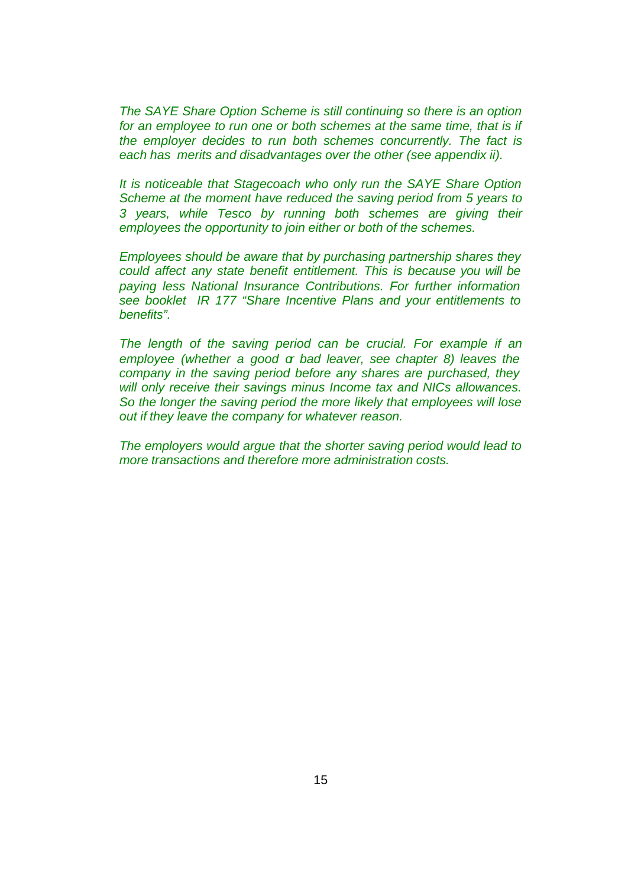*The SAYE Share Option Scheme is still continuing so there is an option for an employee to run one or both schemes at the same time, that is if the employer decides to run both schemes concurrently. The fact is each has merits and disadvantages over the other (see appendix ii).*

*It is noticeable that Stagecoach who only run the SAYE Share Option Scheme at the moment have reduced the saving period from 5 years to 3 years, while Tesco by running both schemes are giving their employees the opportunity to join either or both of the schemes.*

*Employees should be aware that by purchasing partnership shares they could affect any state benefit entitlement. This is because you will be paying less National Insurance Contributions. For further information see booklet IR 177 "Share Incentive Plans and your entitlements to benefits".*

*The length of the saving period can be crucial. For example if an employee (whether a good or bad leaver, see chapter 8) leaves the company in the saving period before any shares are purchased, they will only receive their savings minus Income tax and NICs allowances. So the longer the saving period the more likely that employees will lose out if they leave the company for whatever reason.*

*The employers would argue that the shorter saving period would lead to more transactions and therefore more administration costs.*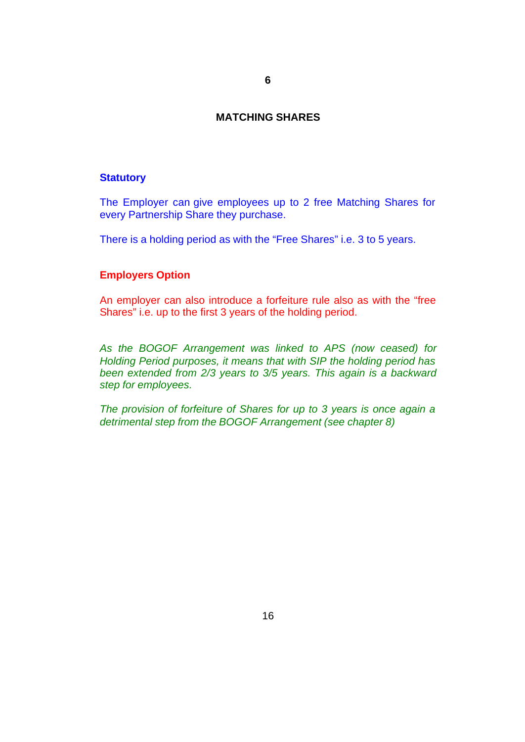# 6

## MATCHING SHARES

### Statutory

The Employer can give employees up to 2 free Matching Shares for every Partnership Share they purchase.

There is a holding period as with the "Free Shares" i.e. 3 to 5 years.

### Employers Option

An employer can also introduce a forfeiture rule also as with the "free Shares" i.e. up to the first 3 years of the holding period.

*As the BOGOF Arrangement was linked to APS (now ceased) for Holding Period purposes, it means that with SIP the holding period has been extended from 2/3 years to 3/5 years. This again is a backward step for employees.*

*The provision of forfeiture of Shares for up to 3 years is once again a detrimental step from the BOGOF Arrangement (see chapter 8)*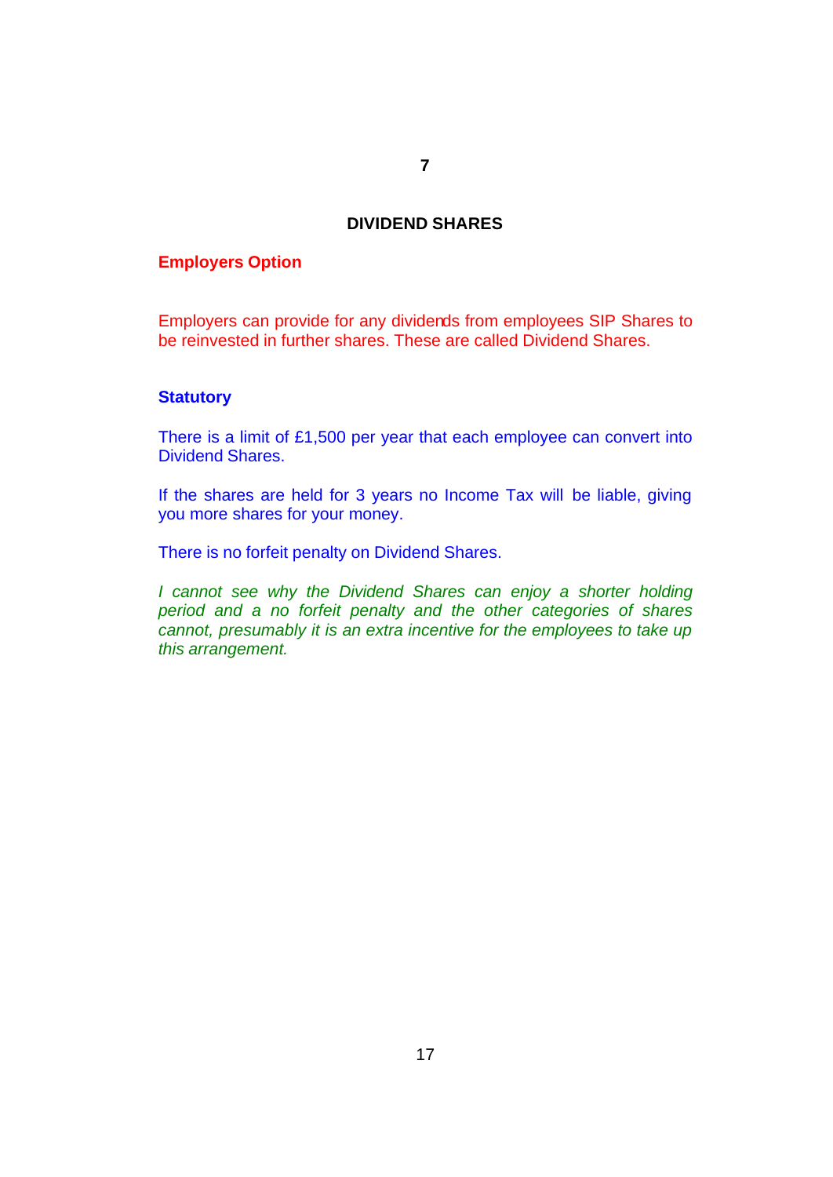# 7

## DIVIDEND SHARES

**Employers Option**

Employers can provide for any dividends from employees SIP Shares to be reinvested in further shares. These are called Dividend Shares.

**Statutory**

There is a limit of £1,500 per year that each employee can convert into Dividend Shares.

If the shares are held for 3 years no Income Tax will be liable, giving you more shares for your money.

There is no forfeit penalty on Dividend Shares.

*I cannot see why the Dividend Shares can enjoy a shorter holding period and a no forfeit penalty and the other categories of shares cannot, presumably it is an extra incentive for the employees to take up this arrangement.*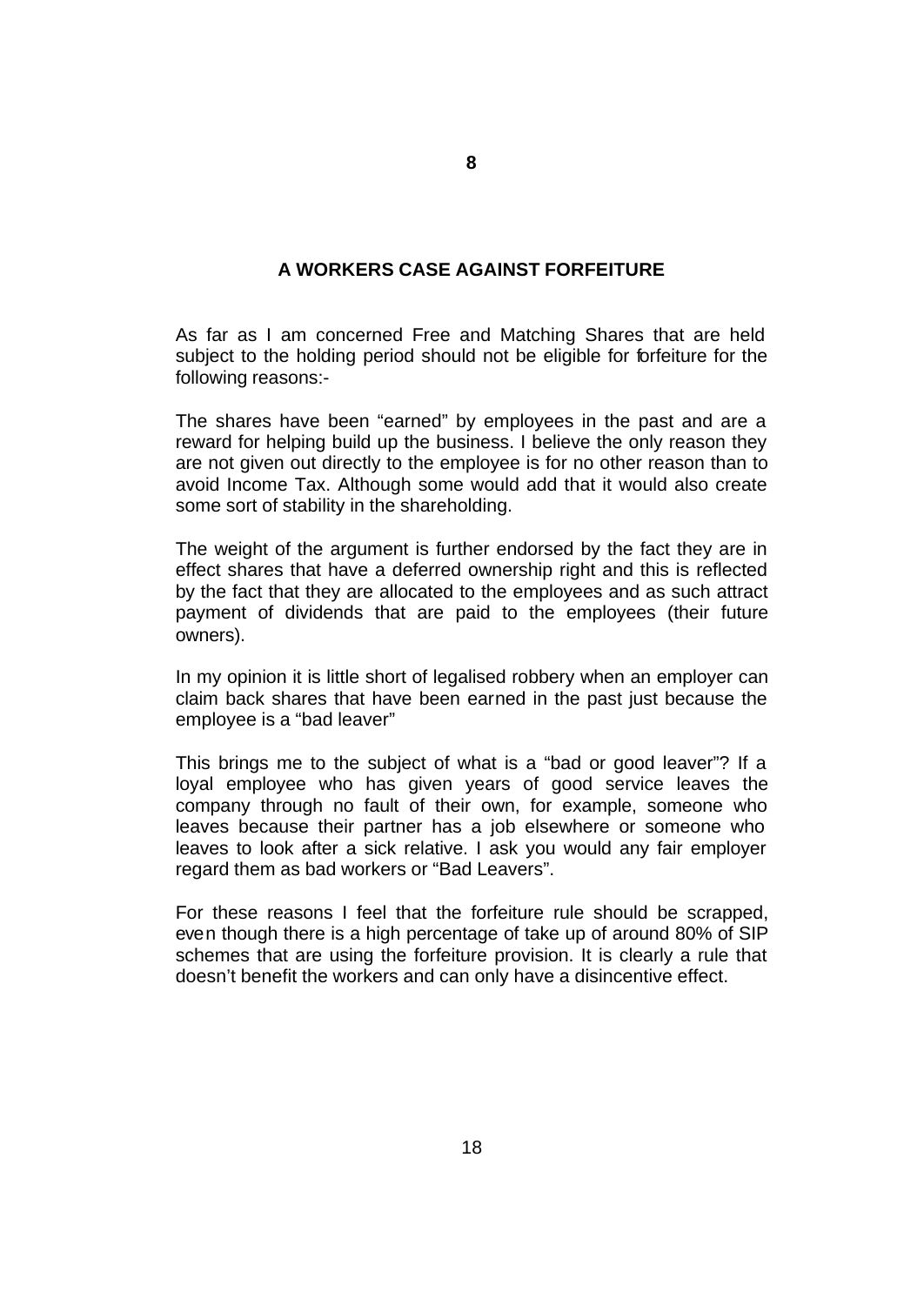# 8

## A WORKERS CASE AGAINST FORFEITURE

As far as I am concerned Free and Matching Shares that are held subject to the holding period should not be eligible for forfeiture for the following reasons:-

The shares have been "earned" by employees in the past and are a reward for helping build up the business. I believe the only reason they are not given out directly to the employee is for no other reason than to avoid Income Tax. Although some would add that it would also create some sort of stability in the shareholding.

The weight of the argument is further endorsed by the fact they are in effect shares that have a deferred ownership right and this is reflected by the fact that they are allocated to the employees and as such attract payment of dividends that are paid to the employees (their future owners).

In my opinion it is little short of legalised robbery when an employer can claim back shares that have been earned in the past just because the employee is a "bad leaver"

This brings me to the subject of what is a "bad or good leaver"? If a loyal employee who has given years of good service leaves the company through no fault of their own, for example, someone who leaves because their partner has a job elsewhere or someone who leaves to look after a sick relative. I ask you would any fair employer regard them as bad workers or "Bad Leavers".

For these reasons I feel that the forfeiture rule should be scrapped, even though there is a high percentage of take up of around 80% of SIP schemes that are using the forfeiture provision. It is clearly a rule that doesn't benefit the workers and can only have a disincentive effect.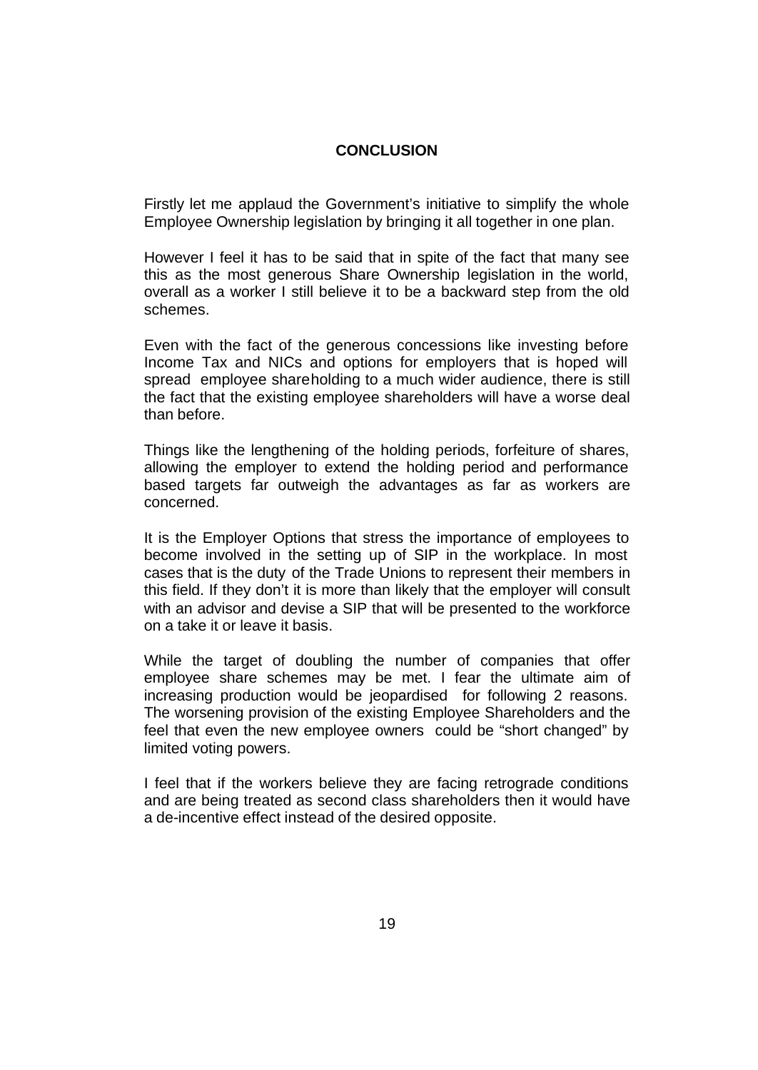## CONCLUSION

Firstly let me applaud the Government's initiative to simplify the whole Employee Ownership legislation by bringing it all together in one plan.

However I feel it has to be said that in spite of the fact that many see this as the most generous Share Ownership legislation in the world, overall as a worker I still believe it to be a backward step from the old schemes.

Even with the fact of the generous concessions like investing before Income Tax and NICs and options for employers that is hoped will spread employee shareholding to a much wider audience, there is still the fact that the existing employee shareholders will have a worse deal than before.

Things like the lengthening of the holding periods, forfeiture of shares, allowing the employer to extend the holding period and performance based targets far outweigh the advantages as far as workers are concerned.

It is the Employer Options that stress the importance of employees to become involved in the setting up of SIP in the workplace. In most cases that is the duty of the Trade Unions to represent their members in this field. If they don't it is more than likely that the employer will consult with an advisor and devise a SIP that will be presented to the workforce on a take it or leave it basis.

While the target of doubling the number of companies that offer employee share schemes may be met. I fear the ultimate aim of increasing production would be jeopardised for following 2 reasons. The worsening provision of the existing Employee Shareholders and the feel that even the new employee owners could be "short changed" by limited voting powers.

I feel that if the workers believe they are facing retrograde conditions and are being treated as second class shareholders then it would have a de-incentive effect instead of the desired opposite.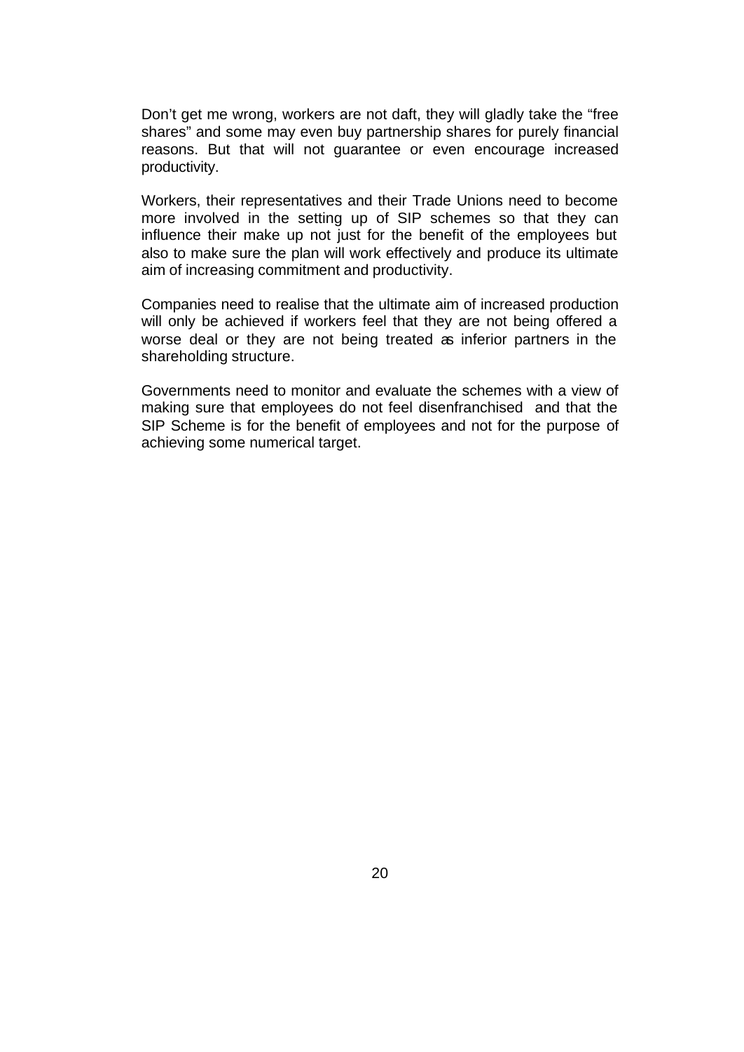Don't get me wrong, workers are not daft, they will gladly take the "free shares" and some may even buy partnership shares for purely financial reasons. But that will not guarantee or even encourage increased productivity.

Workers, their representatives and their Trade Unions need to become more involved in the setting up of SIP schemes so that they can influence their make up not just for the benefit of the employees but also to make sure the plan will work effectively and produce its ultimate aim of increasing commitment and productivity.

Companies need to realise that the ultimate aim of increased production will only be achieved if workers feel that they are not being offered a worse deal or they are not being treated as inferior partners in the shareholding structure.

Governments need to monitor and evaluate the schemes with a view of making sure that employees do not feel disenfranchised and that the SIP Scheme is for the benefit of employees and not for the purpose of achieving some numerical target.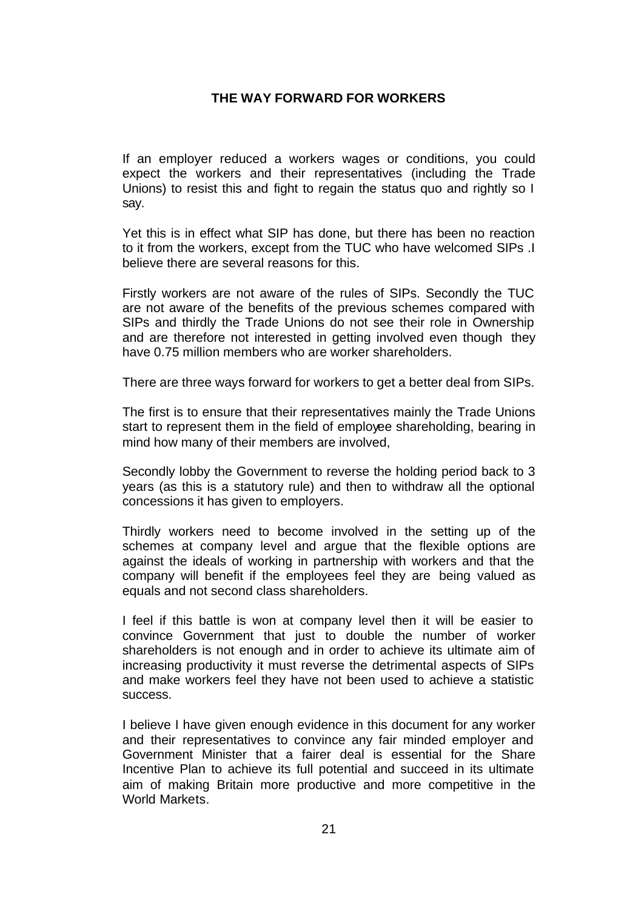## THE WAY FORWARD FOR WORKERS

If an employer reduced a workers wages or conditions, you could expect the workers and their representatives (including the Trade Unions) to resist this and fight to regain the status quo and rightly so I say.

Yet this is in effect what SIP has done, but there has been no reaction to it from the workers, except from the TUC who have welcomed SIPs .I believe there are several reasons for this.

Firstly workers are not aware of the rules of SIPs. Secondly the TUC are not aware of the benefits of the previous schemes compared with SIPs and thirdly the Trade Unions do not see their role in Ownership and are therefore not interested in getting involved even though they have 0.75 million members who are worker shareholders.

There are three ways forward for workers to get a better deal from SIPs.

The first is to ensure that their representatives mainly the Trade Unions start to represent them in the field of employee shareholding, bearing in mind how many of their members are involved,

Secondly lobby the Government to reverse the holding period back to 3 years (as this is a statutory rule) and then to withdraw all the optional concessions it has given to employers.

Thirdly workers need to become involved in the setting up of the schemes at company level and argue that the flexible options are against the ideals of working in partnership with workers and that the company will benefit if the employees feel they are being valued as equals and not second class shareholders.

I feel if this battle is won at company level then it will be easier to convince Government that just to double the number of worker shareholders is not enough and in order to achieve its ultimate aim of increasing productivity it must reverse the detrimental aspects of SIPs and make workers feel they have not been used to achieve a statistic success.

I believe I have given enough evidence in this document for any worker and their representatives to convince any fair minded employer and Government Minister that a fairer deal is essential for the Share Incentive Plan to achieve its full potential and succeed in its ultimate aim of making Britain more productive and more competitive in the World Markets.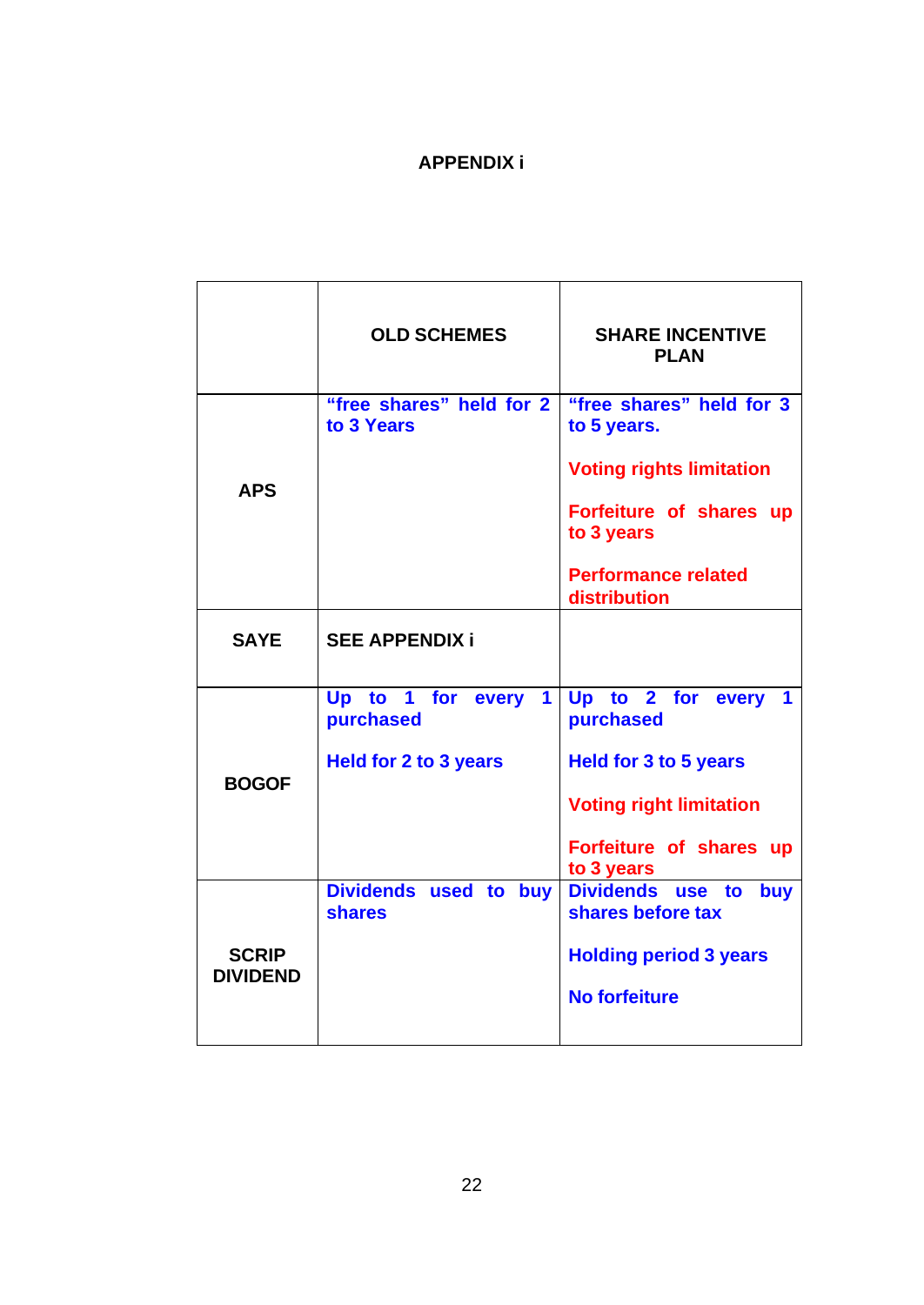# APPENDIX i

| | OLD SCHEMES | SHARE INCENTIVE PLAN |
|---|---|---|
| **APS** | “free shares” held for 2 to 3 Years | “free shares” held for 3 to 5 years.<br><br>Voting rights limitation<br><br>Forfeiture of shares up to 3 years<br><br>Performance related distribution |
| **SAYE** | **SEE APPENDIX i** | |
| **BOGOF** | Up to 1 for every 1 purchased<br><br>Held for 2 to 3 years | Up to 2 for every 1 purchased<br><br>Held for 3 to 5 years<br><br>Voting right limitation<br><br>Forfeiture of shares up to 3 years |
| **SCRIP DIVIDEND** | Dividends used to buy shares | Dividends use to buy shares before tax<br><br>Holding period 3 years<br><br>No forfeiture |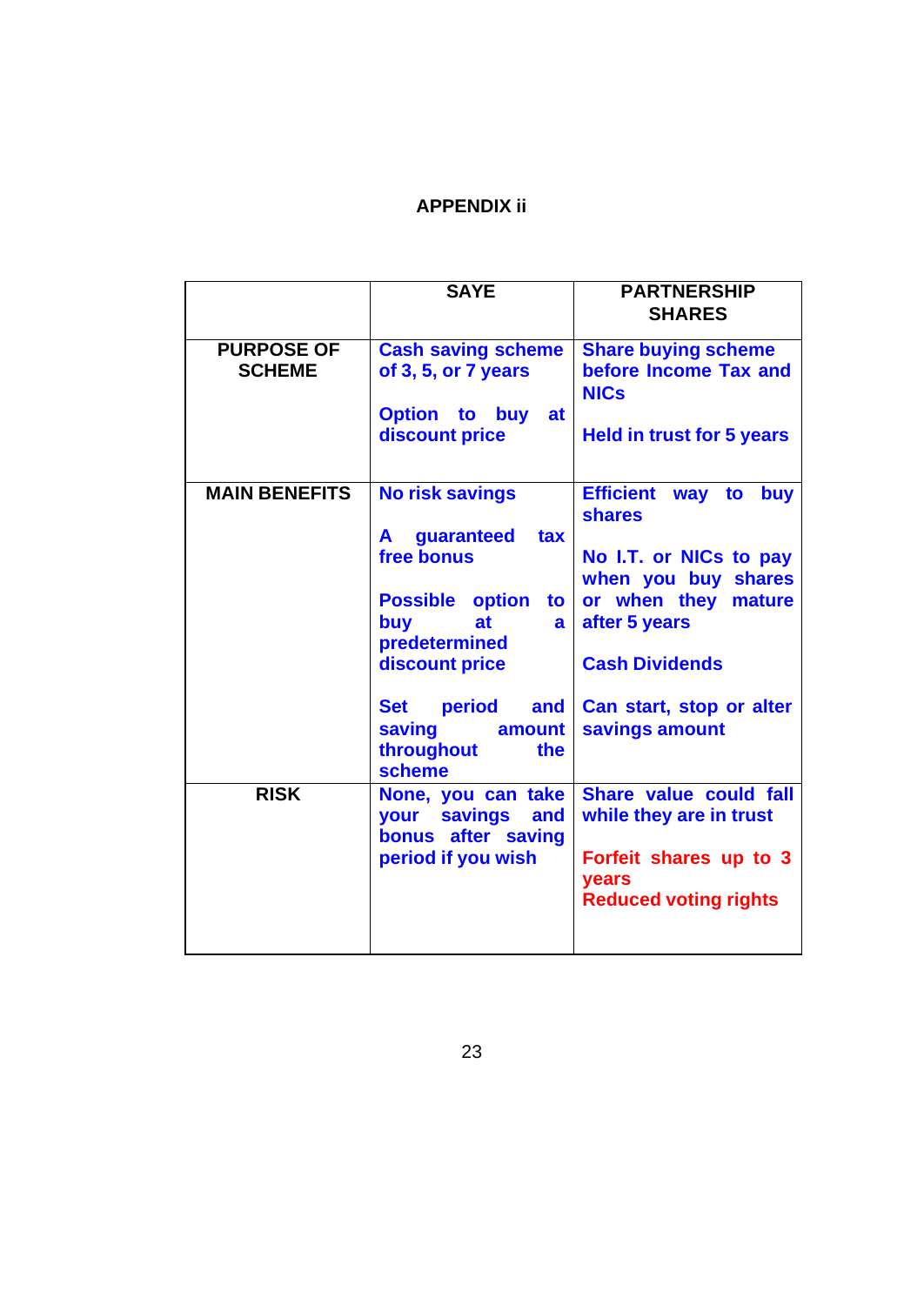## APPENDIX ii

| | SAYE | PARTNERSHIP SHARES |
|---|---|---|
| **PURPOSE OF SCHEME** | Cash saving scheme of 3, 5, or 7 years<br><br>Option to buy at discount price | Share buying scheme before Income Tax and NICs<br><br>Held in trust for 5 years |
| **MAIN BENEFITS** | No risk savings<br><br>A guaranteed tax free bonus<br><br>Possible option to buy at a predetermined discount price<br><br>Set period and saving amount throughout the scheme | Efficient way to buy shares<br><br>No I.T. or NICs to pay when you buy shares or when they mature after 5 years<br><br>Cash Dividends<br><br>Can start, stop or alter savings amount |
| **RISK** | None, you can take your savings and bonus after saving period if you wish | Share value could fall while they are in trust<br><br>Forfeit shares up to 3 years<br>Reduced voting rights |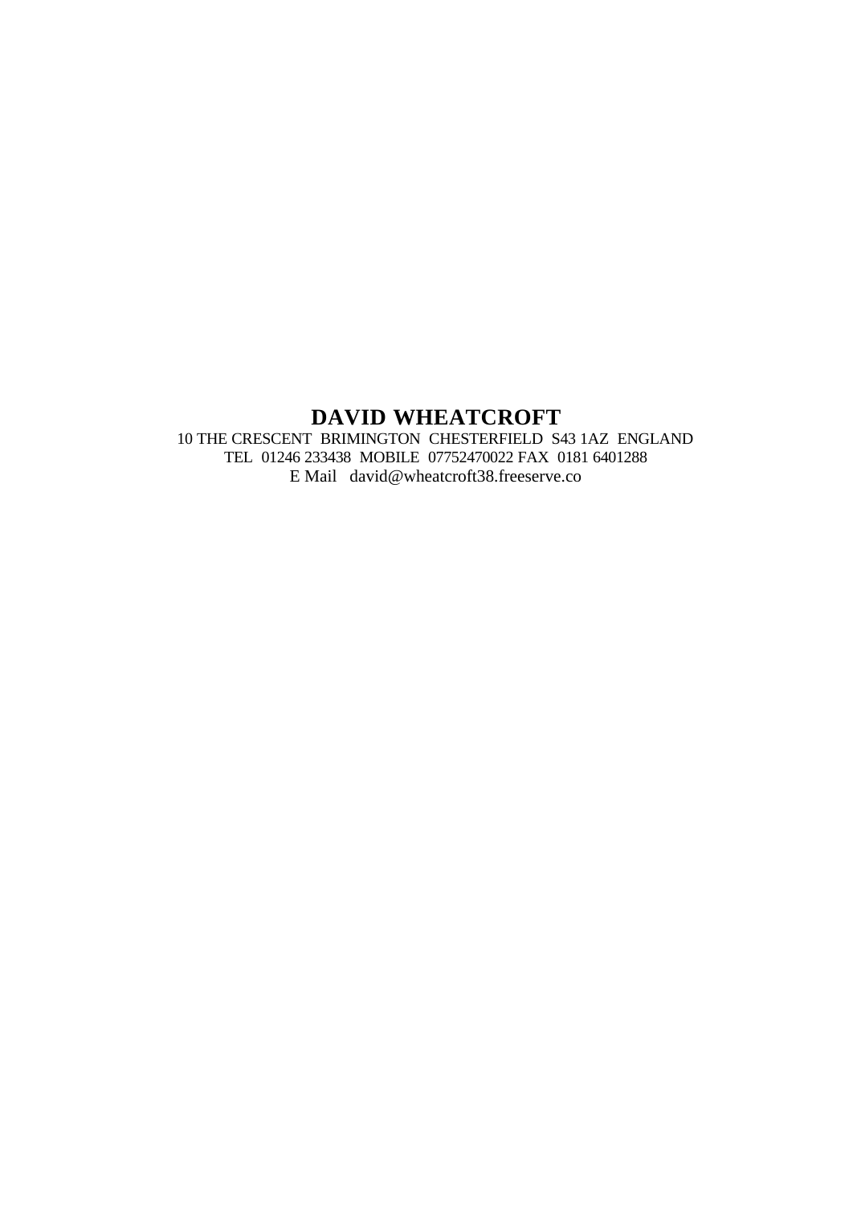**DAVID WHEATCROFT**

10 THE CRESCENT BRIMINGTON CHESTERFIELD S43 1AZ ENGLAND

TEL 01246 233438 MOBILE 07752470022 FAX 0181 6401288

E Mail david@wheatcroft38.freeserve.co